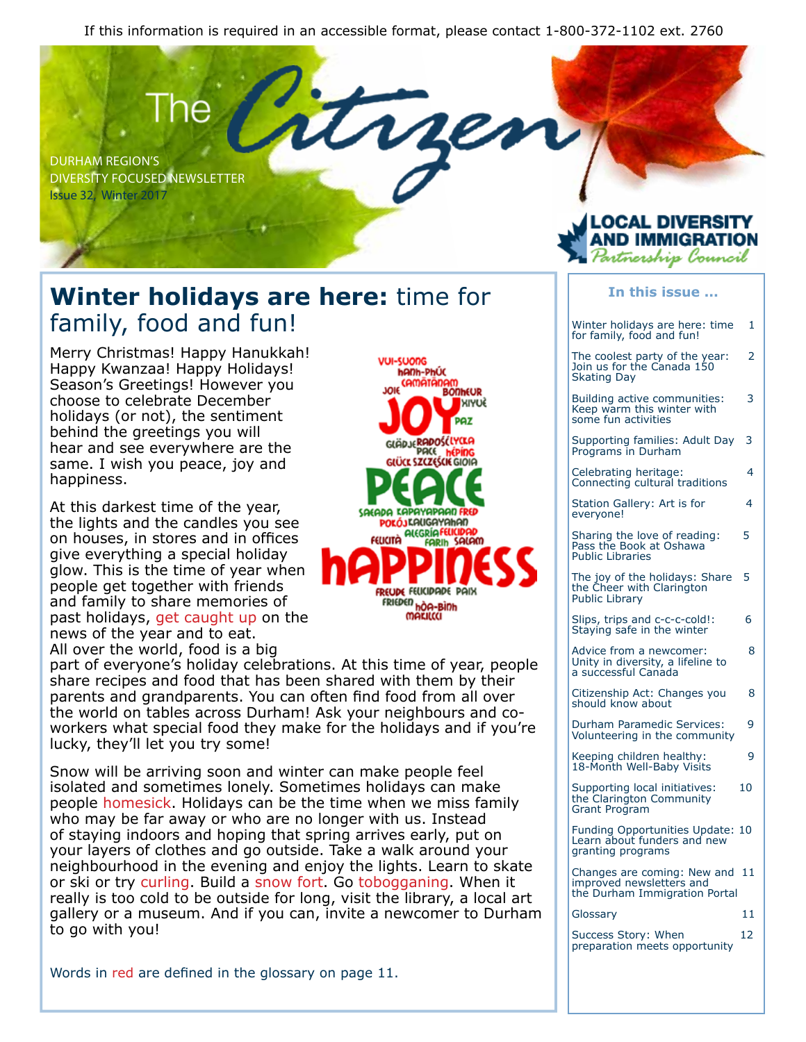If this information is required in an accessible format, please contact 1-800-372-1102 ext. 2760

# The Citizen

DURHAM REGION'S DIVERSITY FOCUSED NEWSLETTER
Issue 32, Winter 2017

LOCAL DIVERSITY AND IMMIGRATION *Partnership Council*

## Winter holidays are here: time for family, food and fun!

Merry Christmas! Happy Hanukkah! Happy Kwanzaa! Happy Holidays! Season's Greetings! However you choose to celebrate December holidays (or not), the sentiment behind the greetings you will hear and see everywhere are the same. I wish you peace, joy and happiness.

At this darkest time of the year, the lights and the candles you see on houses, in stores and in offices give everything a special holiday glow. This is the time of year when people get together with friends and family to share memories of past holidays, get caught up on the news of the year and to eat. All over the world, food is a big part of everyone's holiday celebrations. At this time of year, people share recipes and food that has been shared with them by their parents and grandparents. You can often find food from all over the world on tables across Durham! Ask your neighbours and co-workers what special food they make for the holidays and if you're lucky, they'll let you try some!

Snow will be arriving soon and winter can make people feel isolated and sometimes lonely. Sometimes holidays can make people homesick. Holidays can be the time when we miss family who may be far away or who are no longer with us. Instead of staying indoors and hoping that spring arrives early, put on your layers of clothes and go outside. Take a walk around your neighbourhood in the evening and enjoy the lights. Learn to skate or ski or try curling. Build a snow fort. Go tobogganing. When it really is too cold to be outside for long, visit the library, a local art gallery or a museum. And if you can, invite a newcomer to Durham to go with you!

Words in red are defined in the glossary on page 11.

### In this issue ...

| | |
|---|---|
| Winter holidays are here: time for family, food and fun! | 1 |
| The coolest party of the year: Join us for the Canada 150 Skating Day | 2 |
| Building active communities: Keep warm this winter with some fun activities | 3 |
| Supporting families: Adult Day Programs in Durham | 3 |
| Celebrating heritage: Connecting cultural traditions | 4 |
| Station Gallery: Art is for everyone! | 4 |
| Sharing the love of reading: Pass the Book at Oshawa Public Libraries | 5 |
| The joy of the holidays: Share the Cheer with Clarington Public Library | 5 |
| Slips, trips and c-c-c-cold!: Staying safe in the winter | 6 |
| Advice from a newcomer: Unity in diversity, a lifeline to a successful Canada | 8 |
| Citizenship Act: Changes you should know about | 8 |
| Durham Paramedic Services: Volunteering in the community | 9 |
| Keeping children healthy: 18-Month Well-Baby Visits | 9 |
| Supporting local initiatives: the Clarington Community Grant Program | 10 |
| Funding Opportunities Update: Learn about funders and new granting programs | 10 |
| Changes are coming: New and improved newsletters and the Durham Immigration Portal | 11 |
| Glossary | 11 |
| Success Story: When preparation meets opportunity | 12 |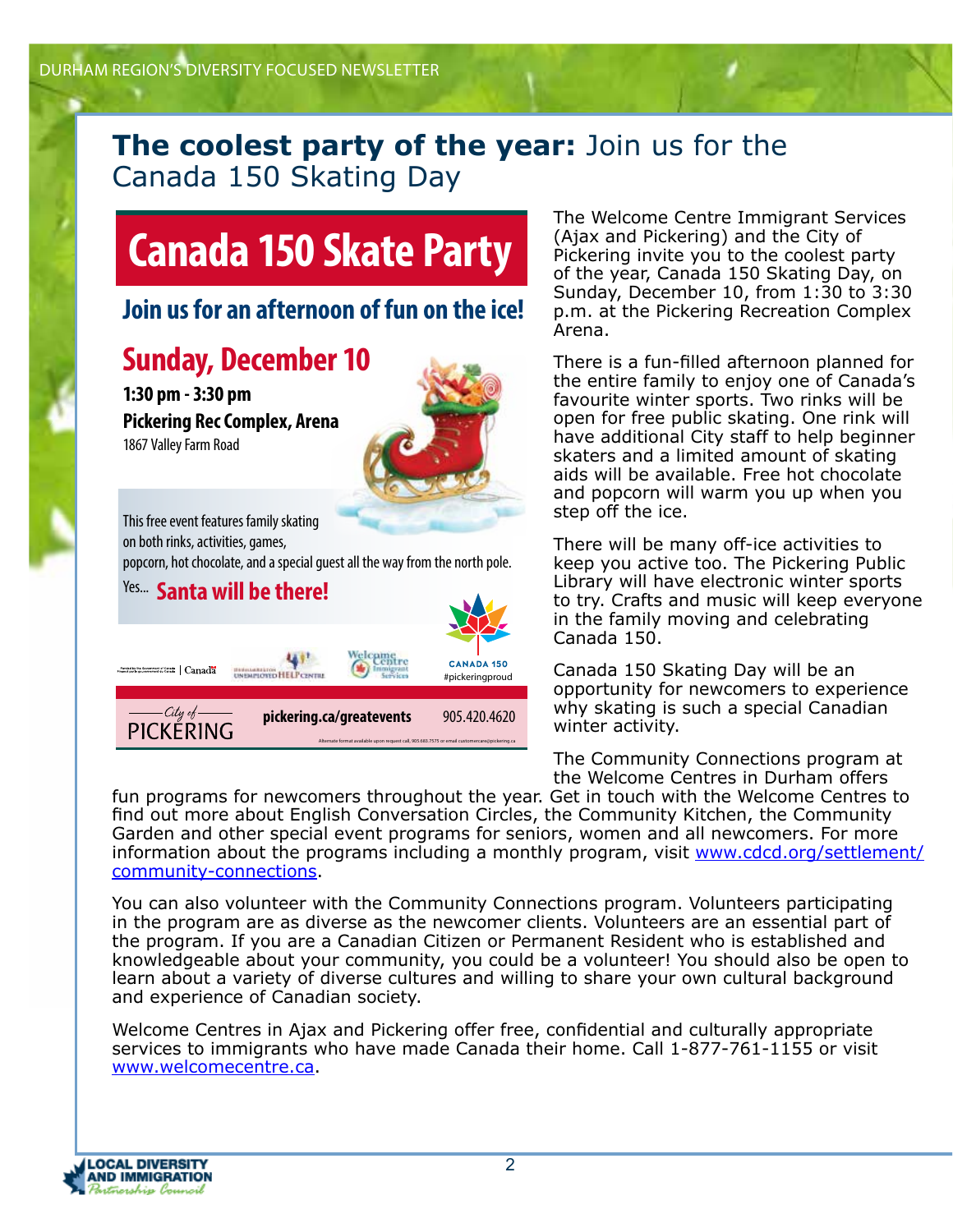## **The coolest party of the year:** Join us for the Canada 150 Skating Day

# Canada 150 Skate Party

### Join us for an afternoon of fun on the ice!

### Sunday, December 10

**1:30 pm - 3:30 pm**

**Pickering Rec Complex, Arena**

1867 Valley Farm Road

This free event features family skating on both rinks, activities, games, popcorn, hot chocolate, and a special guest all the way from the north pole.

Yes... **Santa will be there!**

CANADA 150 #pickeringproud

City of PICKERING **pickering.ca/greatevents** 905.420.4620

The Welcome Centre Immigrant Services (Ajax and Pickering) and the City of Pickering invite you to the coolest party of the year, Canada 150 Skating Day, on Sunday, December 10, from 1:30 to 3:30 p.m. at the Pickering Recreation Complex Arena.

There is a fun-filled afternoon planned for the entire family to enjoy one of Canada's favourite winter sports. Two rinks will be open for free public skating. One rink will have additional City staff to help beginner skaters and a limited amount of skating aids will be available. Free hot chocolate and popcorn will warm you up when you step off the ice.

There will be many off-ice activities to keep you active too. The Pickering Public Library will have electronic winter sports to try. Crafts and music will keep everyone in the family moving and celebrating Canada 150.

Canada 150 Skating Day will be an opportunity for newcomers to experience why skating is such a special Canadian winter activity.

The Community Connections program at the Welcome Centres in Durham offers fun programs for newcomers throughout the year. Get in touch with the Welcome Centres to find out more about English Conversation Circles, the Community Kitchen, the Community Garden and other special event programs for seniors, women and all newcomers. For more information about the programs including a monthly program, visit www.cdcd.org/settlement/community-connections.

You can also volunteer with the Community Connections program. Volunteers participating in the program are as diverse as the newcomer clients. Volunteers are an essential part of the program. If you are a Canadian Citizen or Permanent Resident who is established and knowledgeable about your community, you could be a volunteer! You should also be open to learn about a variety of diverse cultures and willing to share your own cultural background and experience of Canadian society.

Welcome Centres in Ajax and Pickering offer free, confidential and culturally appropriate services to immigrants who have made Canada their home. Call 1-877-761-1155 or visit www.welcomecentre.ca.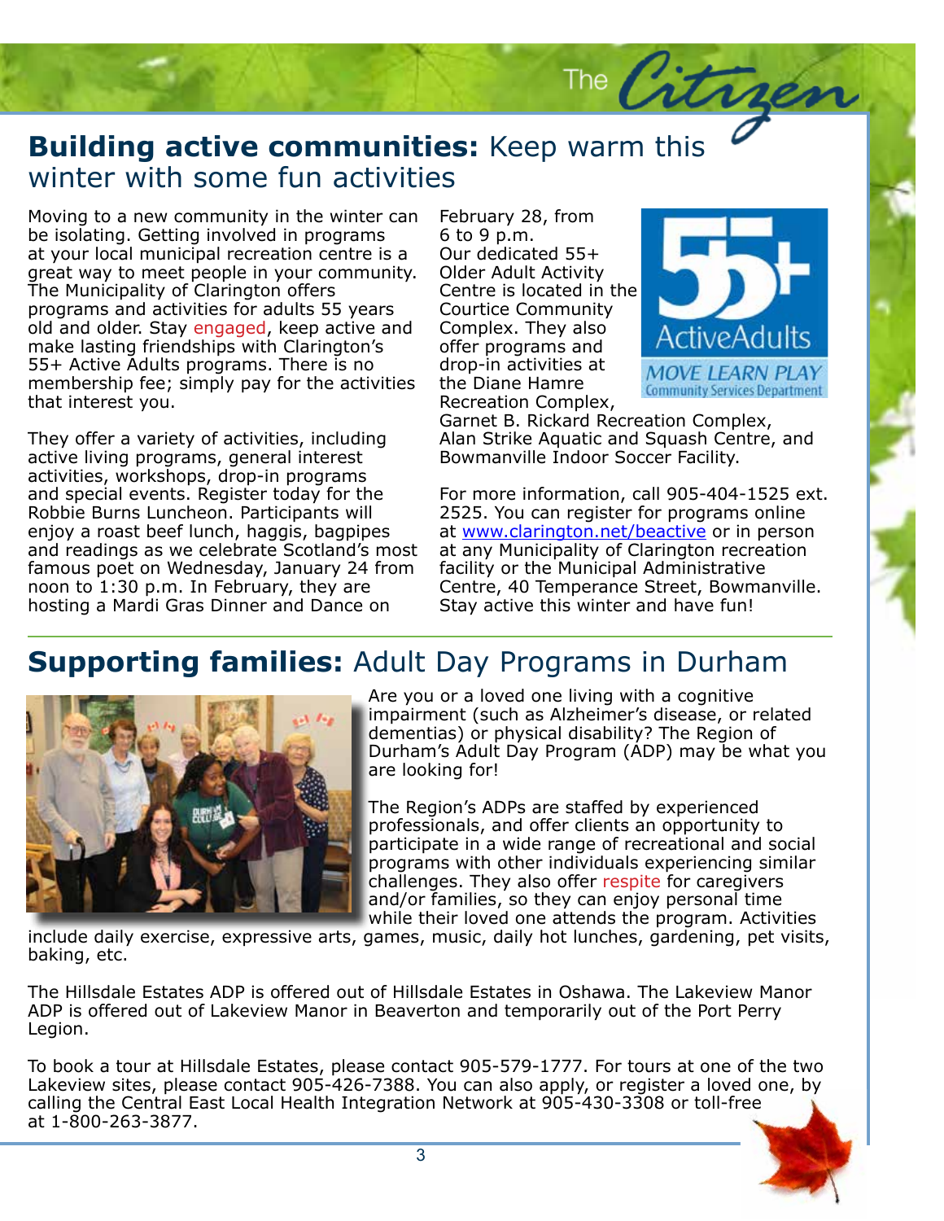## **Building active communities:** Keep warm this winter with some fun activities

Moving to a new community in the winter can be isolating. Getting involved in programs at your local municipal recreation centre is a great way to meet people in your community. The Municipality of Clarington offers programs and activities for adults 55 years old and older. Stay engaged, keep active and make lasting friendships with Clarington's 55+ Active Adults programs. There is no membership fee; simply pay for the activities that interest you.

They offer a variety of activities, including active living programs, general interest activities, workshops, drop-in programs and special events. Register today for the Robbie Burns Luncheon. Participants will enjoy a roast beef lunch, haggis, bagpipes and readings as we celebrate Scotland's most famous poet on Wednesday, January 24 from noon to 1:30 p.m. In February, they are hosting a Mardi Gras Dinner and Dance on February 28, from 6 to 9 p.m. Our dedicated 55+ Older Adult Activity Centre is located in the Courtice Community Complex. They also offer programs and drop-in activities at the Diane Hamre Recreation Complex, Garnet B. Rickard Recreation Complex, Alan Strike Aquatic and Squash Centre, and Bowmanville Indoor Soccer Facility.

For more information, call 905-404-1525 ext. 2525. You can register for programs online at www.clarington.net/beactive or in person at any Municipality of Clarington recreation facility or the Municipal Administrative Centre, 40 Temperance Street, Bowmanville. Stay active this winter and have fun!

## **Supporting families:** Adult Day Programs in Durham

Are you or a loved one living with a cognitive impairment (such as Alzheimer's disease, or related dementias) or physical disability? The Region of Durham's Adult Day Program (ADP) may be what you are looking for!

The Region's ADPs are staffed by experienced professionals, and offer clients an opportunity to participate in a wide range of recreational and social programs with other individuals experiencing similar challenges. They also offer respite for caregivers and/or families, so they can enjoy personal time while their loved one attends the program. Activities include daily exercise, expressive arts, games, music, daily hot lunches, gardening, pet visits, baking, etc.

The Hillsdale Estates ADP is offered out of Hillsdale Estates in Oshawa. The Lakeview Manor ADP is offered out of Lakeview Manor in Beaverton and temporarily out of the Port Perry Legion.

To book a tour at Hillsdale Estates, please contact 905-579-1777. For tours at one of the two Lakeview sites, please contact 905-426-7388. You can also apply, or register a loved one, by calling the Central East Local Health Integration Network at 905-430-3308 or toll-free at 1-800-263-3877.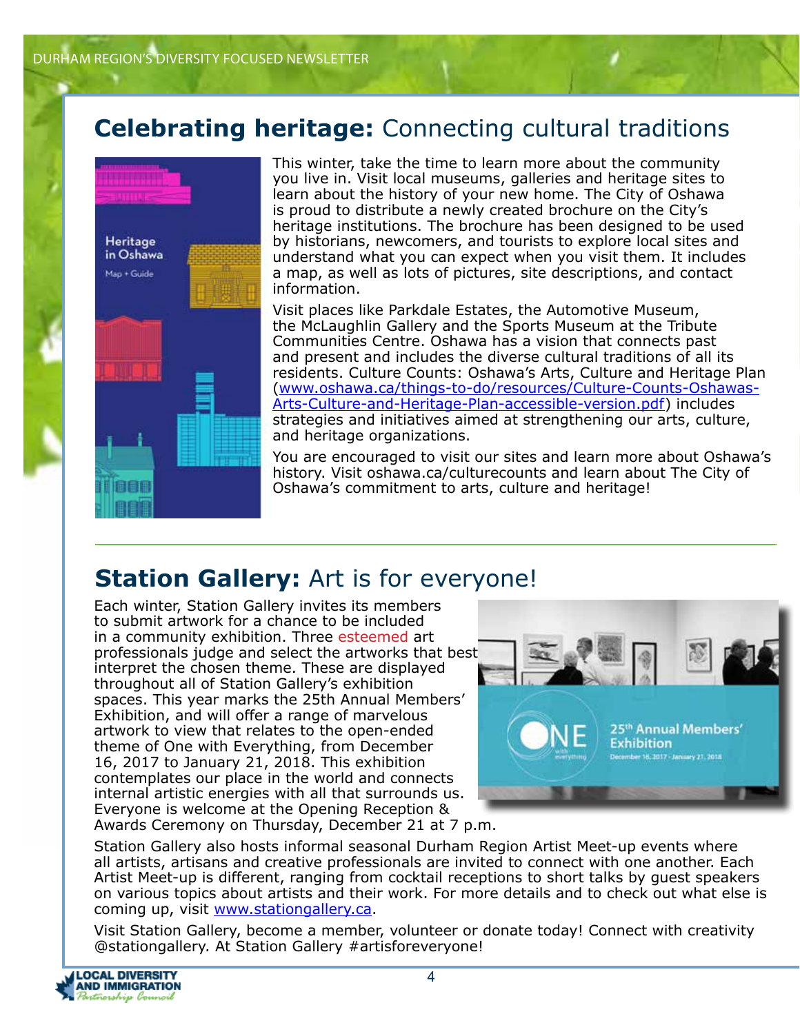## **Celebrating heritage:** Connecting cultural traditions

This winter, take the time to learn more about the community you live in. Visit local museums, galleries and heritage sites to learn about the history of your new home. The City of Oshawa is proud to distribute a newly created brochure on the City's heritage institutions. The brochure has been designed to be used by historians, newcomers, and tourists to explore local sites and understand what you can expect when you visit them. It includes a map, as well as lots of pictures, site descriptions, and contact information.

Visit places like Parkdale Estates, the Automotive Museum, the McLaughlin Gallery and the Sports Museum at the Tribute Communities Centre. Oshawa has a vision that connects past and present and includes the diverse cultural traditions of all its residents. Culture Counts: Oshawa's Arts, Culture and Heritage Plan (www.oshawa.ca/things-to-do/resources/Culture-Counts-Oshawas-Arts-Culture-and-Heritage-Plan-accessible-version.pdf) includes strategies and initiatives aimed at strengthening our arts, culture, and heritage organizations.

You are encouraged to visit our sites and learn more about Oshawa's history. Visit oshawa.ca/culturecounts and learn about The City of Oshawa's commitment to arts, culture and heritage!

## **Station Gallery:** Art is for everyone!

Each winter, Station Gallery invites its members to submit artwork for a chance to be included in a community exhibition. Three esteemed art professionals judge and select the artworks that best interpret the chosen theme. These are displayed throughout all of Station Gallery's exhibition spaces. This year marks the 25th Annual Members' Exhibition, and will offer a range of marvelous artwork to view that relates to the open-ended theme of One with Everything, from December 16, 2017 to January 21, 2018. This exhibition contemplates our place in the world and connects internal artistic energies with all that surrounds us. Everyone is welcome at the Opening Reception & Awards Ceremony on Thursday, December 21 at 7 p.m.

Station Gallery also hosts informal seasonal Durham Region Artist Meet-up events where all artists, artisans and creative professionals are invited to connect with one another. Each Artist Meet-up is different, ranging from cocktail receptions to short talks by guest speakers on various topics about artists and their work. For more details and to check out what else is coming up, visit www.stationgallery.ca.

Visit Station Gallery, become a member, volunteer or donate today! Connect with creativity @stationgallery. At Station Gallery #artisforeveryone!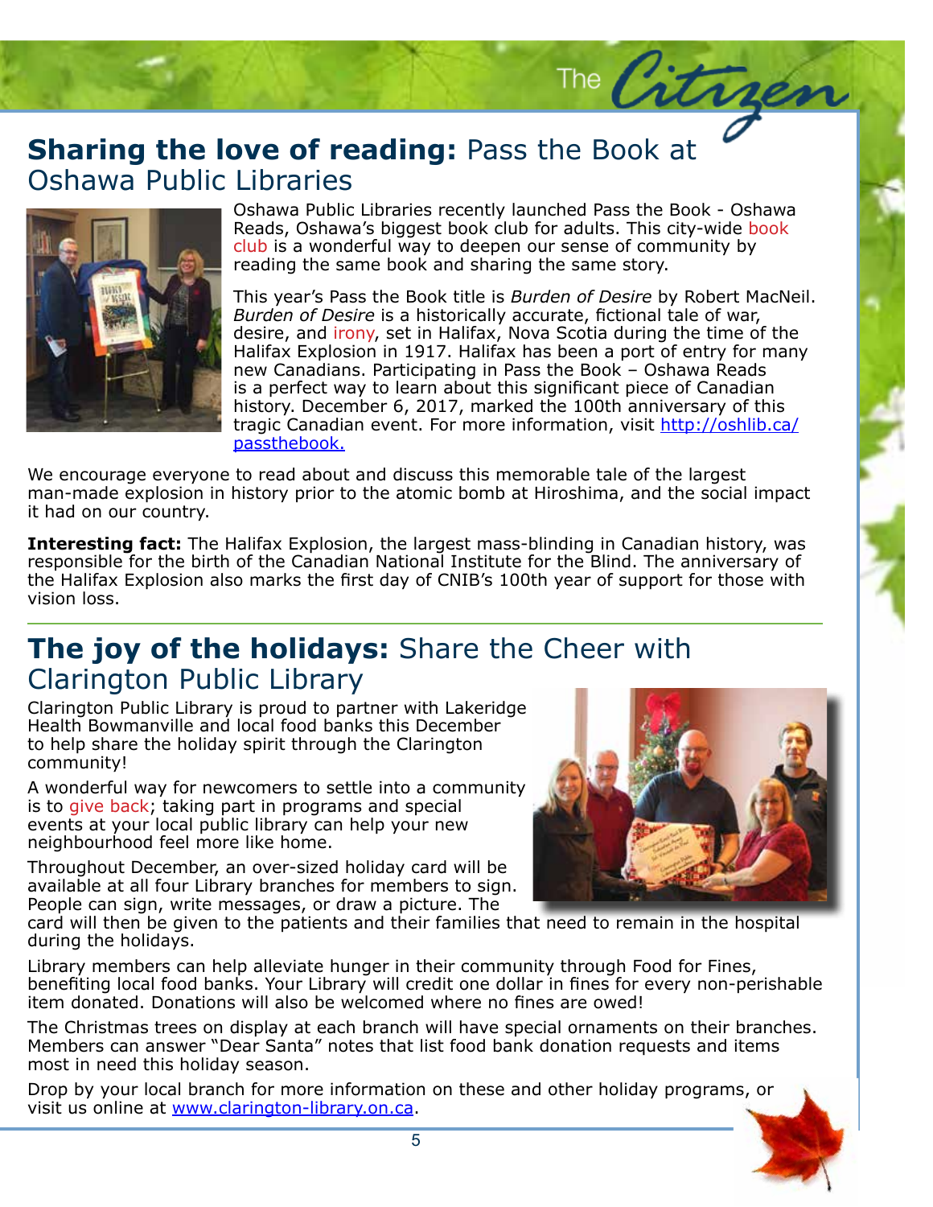## **Sharing the love of reading:** Pass the Book at Oshawa Public Libraries

Oshawa Public Libraries recently launched Pass the Book - Oshawa Reads, Oshawa's biggest book club for adults. This city-wide book club is a wonderful way to deepen our sense of community by reading the same book and sharing the same story.

This year's Pass the Book title is *Burden of Desire* by Robert MacNeil. *Burden of Desire* is a historically accurate, fictional tale of war, desire, and irony, set in Halifax, Nova Scotia during the time of the Halifax Explosion in 1917. Halifax has been a port of entry for many new Canadians. Participating in Pass the Book – Oshawa Reads is a perfect way to learn about this significant piece of Canadian history. December 6, 2017, marked the 100th anniversary of this tragic Canadian event. For more information, visit http://oshlib.ca/passthebook.

We encourage everyone to read about and discuss this memorable tale of the largest man-made explosion in history prior to the atomic bomb at Hiroshima, and the social impact it had on our country.

**Interesting fact:** The Halifax Explosion, the largest mass-blinding in Canadian history, was responsible for the birth of the Canadian National Institute for the Blind. The anniversary of the Halifax Explosion also marks the first day of CNIB's 100th year of support for those with vision loss.

## **The joy of the holidays:** Share the Cheer with Clarington Public Library

Clarington Public Library is proud to partner with Lakeridge Health Bowmanville and local food banks this December to help share the holiday spirit through the Clarington community!

A wonderful way for newcomers to settle into a community is to give back; taking part in programs and special events at your local public library can help your new neighbourhood feel more like home.

Throughout December, an over-sized holiday card will be available at all four Library branches for members to sign. People can sign, write messages, or draw a picture. The card will then be given to the patients and their families that need to remain in the hospital during the holidays.

Library members can help alleviate hunger in their community through Food for Fines, benefiting local food banks. Your Library will credit one dollar in fines for every non-perishable item donated. Donations will also be welcomed where no fines are owed!

The Christmas trees on display at each branch will have special ornaments on their branches. Members can answer "Dear Santa" notes that list food bank donation requests and items most in need this holiday season.

Drop by your local branch for more information on these and other holiday programs, or visit us online at www.clarington-library.on.ca.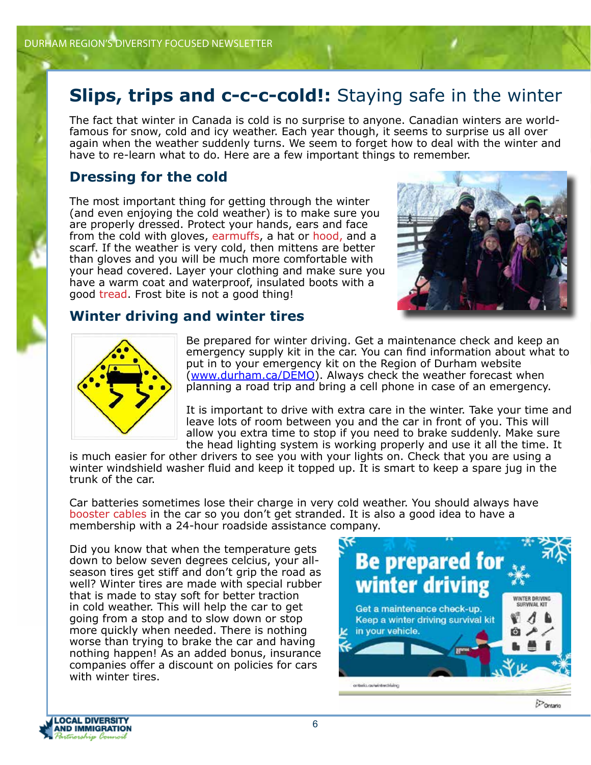# **Slips, trips and c-c-c-cold!:** Staying safe in the winter

The fact that winter in Canada is cold is no surprise to anyone. Canadian winters are world-famous for snow, cold and icy weather. Each year though, it seems to surprise us all over again when the weather suddenly turns. We seem to forget how to deal with the winter and have to re-learn what to do. Here are a few important things to remember.

## Dressing for the cold

The most important thing for getting through the winter (and even enjoying the cold weather) is to make sure you are properly dressed. Protect your hands, ears and face from the cold with gloves, earmuffs, a hat or hood, and a scarf. If the weather is very cold, then mittens are better than gloves and you will be much more comfortable with your head covered. Layer your clothing and make sure you have a warm coat and waterproof, insulated boots with a good tread. Frost bite is not a good thing!

## Winter driving and winter tires

Be prepared for winter driving. Get a maintenance check and keep an emergency supply kit in the car. You can find information about what to put in to your emergency kit on the Region of Durham website (www.durham.ca/DEMO). Always check the weather forecast when planning a road trip and bring a cell phone in case of an emergency.

It is important to drive with extra care in the winter. Take your time and leave lots of room between you and the car in front of you. This will allow you extra time to stop if you need to brake suddenly. Make sure the head lighting system is working properly and use it all the time. It is much easier for other drivers to see you with your lights on. Check that you are using a winter windshield washer fluid and keep it topped up. It is smart to keep a spare jug in the trunk of the car.

Car batteries sometimes lose their charge in very cold weather. You should always have booster cables in the car so you don't get stranded. It is also a good idea to have a membership with a 24-hour roadside assistance company.

Did you know that when the temperature gets down to below seven degrees celcius, your all-season tires get stiff and don't grip the road as well? Winter tires are made with special rubber that is made to stay soft for better traction in cold weather. This will help the car to get going from a stop and to slow down or stop more quickly when needed. There is nothing worse than trying to brake the car and having nothing happen! As an added bonus, insurance companies offer a discount on policies for cars with winter tires.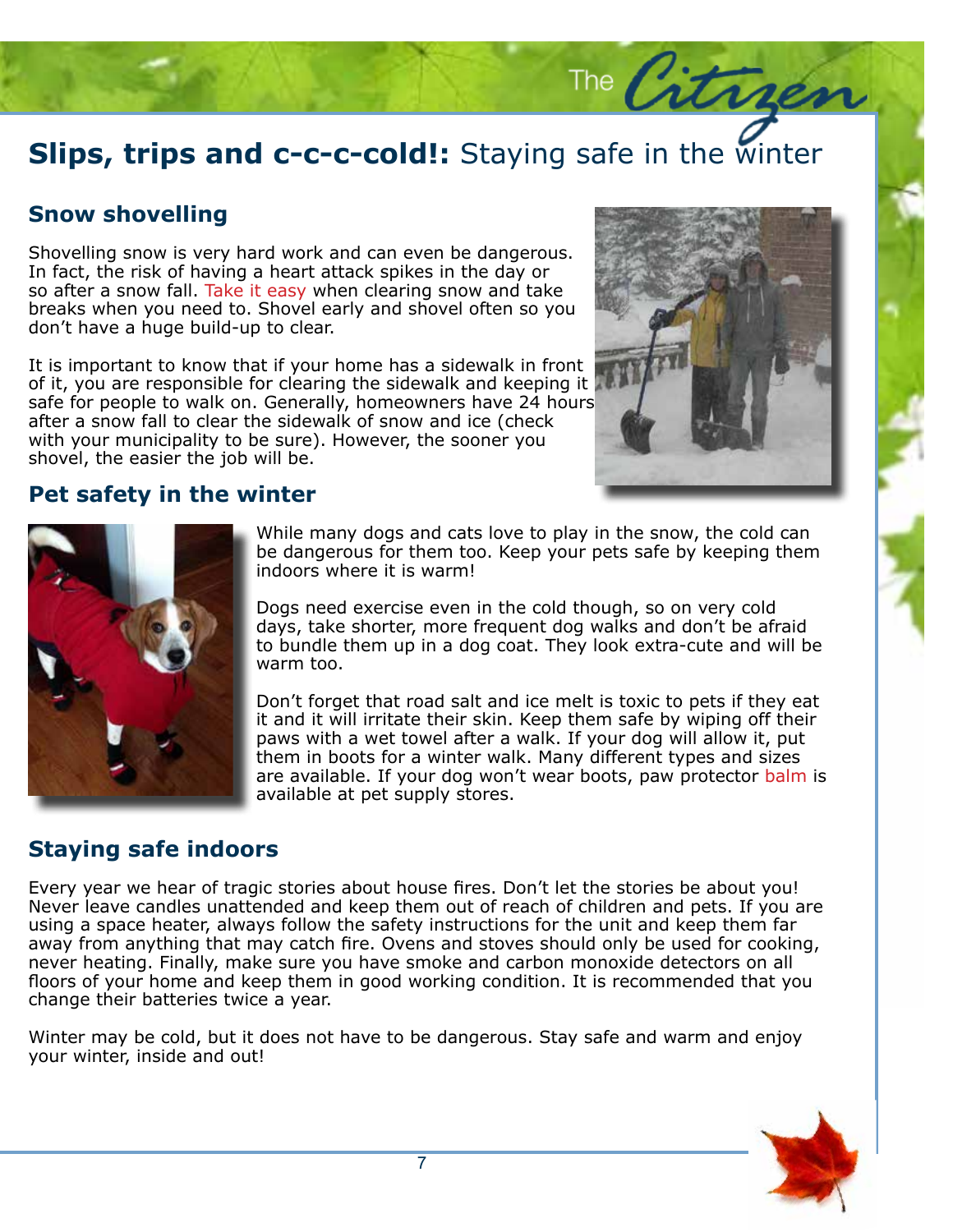# **Slips, trips and c-c-c-cold!:** Staying safe in the winter

## Snow shovelling

Shovelling snow is very hard work and can even be dangerous. In fact, the risk of having a heart attack spikes in the day or so after a snow fall. Take it easy when clearing snow and take breaks when you need to. Shovel early and shovel often so you don't have a huge build-up to clear.

It is important to know that if your home has a sidewalk in front of it, you are responsible for clearing the sidewalk and keeping it safe for people to walk on. Generally, homeowners have 24 hours after a snow fall to clear the sidewalk of snow and ice (check with your municipality to be sure). However, the sooner you shovel, the easier the job will be.

## Pet safety in the winter

While many dogs and cats love to play in the snow, the cold can be dangerous for them too. Keep your pets safe by keeping them indoors where it is warm!

Dogs need exercise even in the cold though, so on very cold days, take shorter, more frequent dog walks and don't be afraid to bundle them up in a dog coat. They look extra-cute and will be warm too.

Don't forget that road salt and ice melt is toxic to pets if they eat it and it will irritate their skin. Keep them safe by wiping off their paws with a wet towel after a walk. If your dog will allow it, put them in boots for a winter walk. Many different types and sizes are available. If your dog won't wear boots, paw protector balm is available at pet supply stores.

## Staying safe indoors

Every year we hear of tragic stories about house fires. Don't let the stories be about you! Never leave candles unattended and keep them out of reach of children and pets. If you are using a space heater, always follow the safety instructions for the unit and keep them far away from anything that may catch fire. Ovens and stoves should only be used for cooking, never heating. Finally, make sure you have smoke and carbon monoxide detectors on all floors of your home and keep them in good working condition. It is recommended that you change their batteries twice a year.

Winter may be cold, but it does not have to be dangerous. Stay safe and warm and enjoy your winter, inside and out!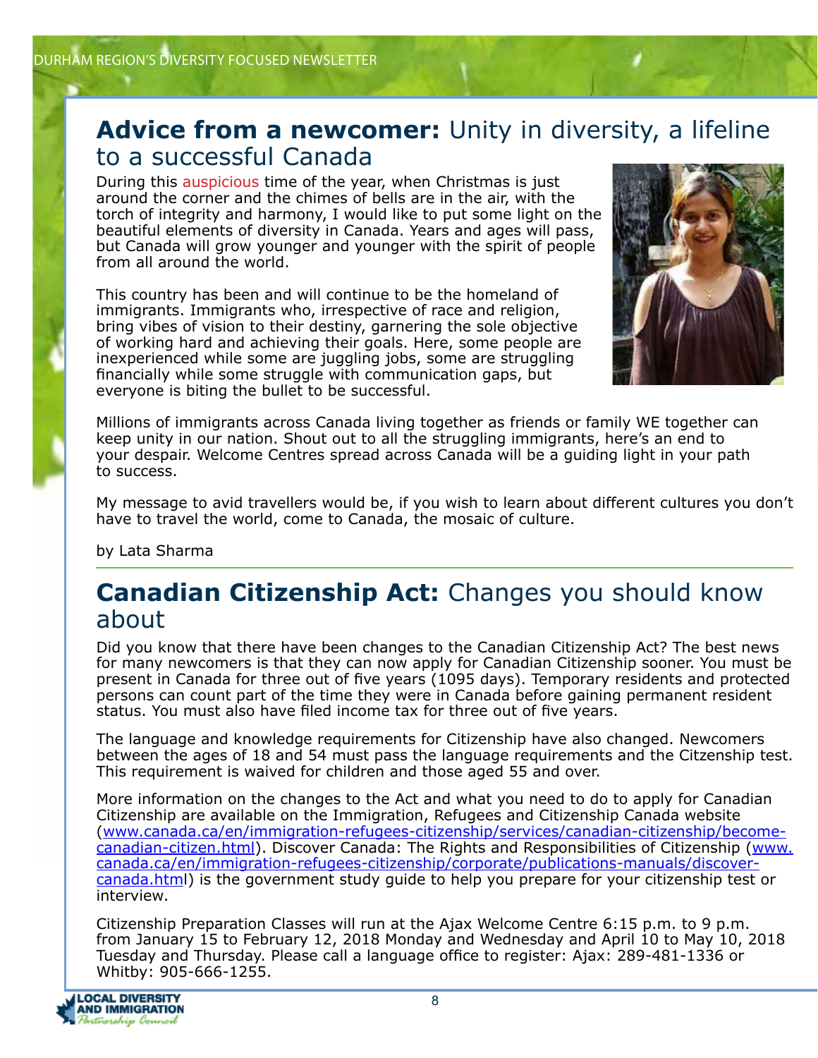## **Advice from a newcomer:** Unity in diversity, a lifeline to a successful Canada

During this auspicious time of the year, when Christmas is just around the corner and the chimes of bells are in the air, with the torch of integrity and harmony, I would like to put some light on the beautiful elements of diversity in Canada. Years and ages will pass, but Canada will grow younger and younger with the spirit of people from all around the world.

This country has been and will continue to be the homeland of immigrants. Immigrants who, irrespective of race and religion, bring vibes of vision to their destiny, garnering the sole objective of working hard and achieving their goals. Here, some people are inexperienced while some are juggling jobs, some are struggling financially while some struggle with communication gaps, but everyone is biting the bullet to be successful.

Millions of immigrants across Canada living together as friends or family WE together can keep unity in our nation. Shout out to all the struggling immigrants, here's an end to your despair. Welcome Centres spread across Canada will be a guiding light in your path to success.

My message to avid travellers would be, if you wish to learn about different cultures you don't have to travel the world, come to Canada, the mosaic of culture.

by Lata Sharma

## **Canadian Citizenship Act:** Changes you should know about

Did you know that there have been changes to the Canadian Citizenship Act? The best news for many newcomers is that they can now apply for Canadian Citizenship sooner. You must be present in Canada for three out of five years (1095 days). Temporary residents and protected persons can count part of the time they were in Canada before gaining permanent resident status. You must also have filed income tax for three out of five years.

The language and knowledge requirements for Citizenship have also changed. Newcomers between the ages of 18 and 54 must pass the language requirements and the Citzenship test. This requirement is waived for children and those aged 55 and over.

More information on the changes to the Act and what you need to do to apply for Canadian Citizenship are available on the Immigration, Refugees and Citizenship Canada website (www.canada.ca/en/immigration-refugees-citizenship/services/canadian-citizenship/become-canadian-citizen.html). Discover Canada: The Rights and Responsibilities of Citizenship (www.canada.ca/en/immigration-refugees-citizenship/corporate/publications-manuals/discover-canada.html) is the government study guide to help you prepare for your citizenship test or interview.

Citizenship Preparation Classes will run at the Ajax Welcome Centre 6:15 p.m. to 9 p.m. from January 15 to February 12, 2018 Monday and Wednesday and April 10 to May 10, 2018 Tuesday and Thursday. Please call a language office to register: Ajax: 289-481-1336 or Whitby: 905-666-1255.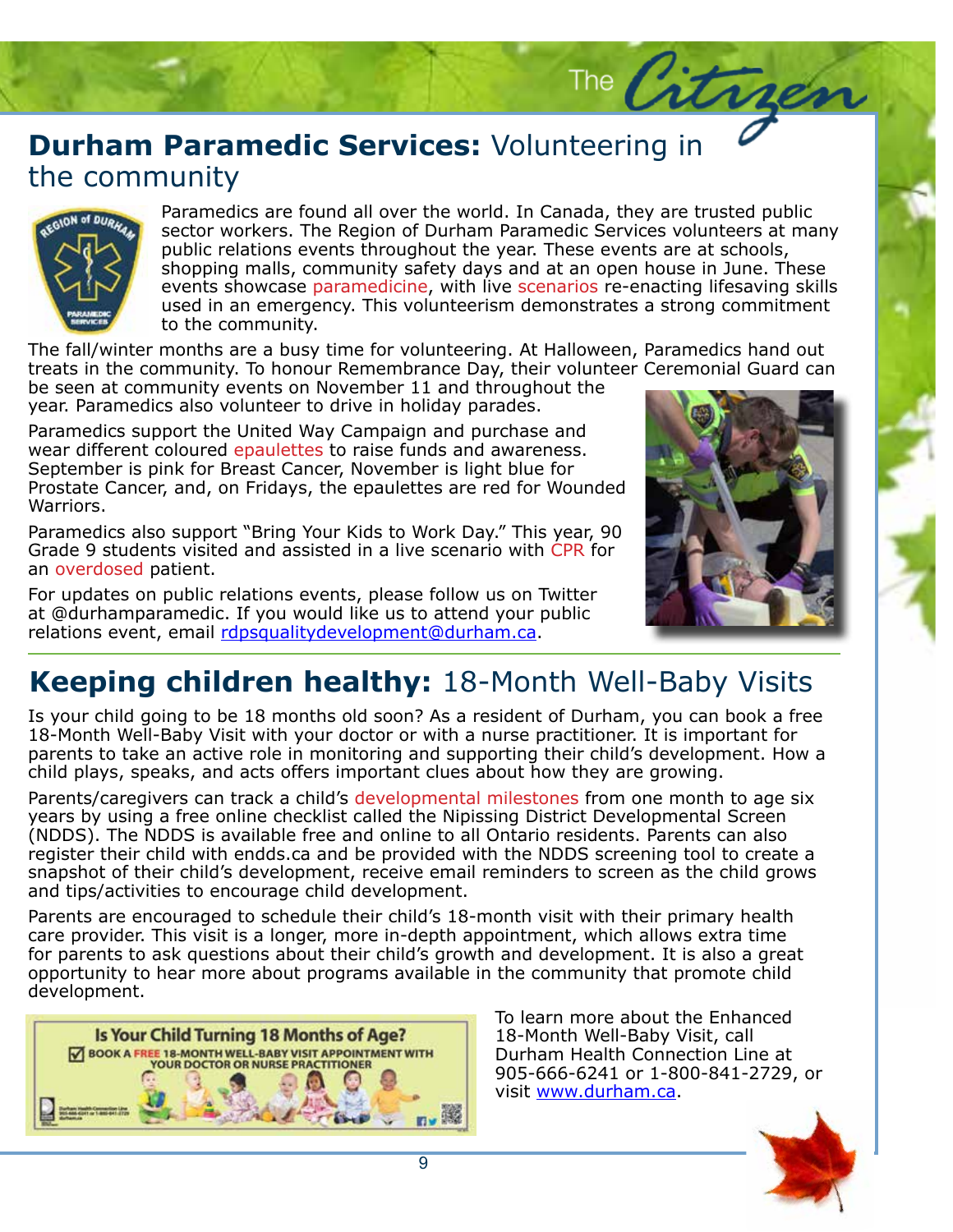## **Durham Paramedic Services:** Volunteering in the community

Paramedics are found all over the world. In Canada, they are trusted public sector workers. The Region of Durham Paramedic Services volunteers at many public relations events throughout the year. These events are at schools, shopping malls, community safety days and at an open house in June. These events showcase paramedicine, with live scenarios re-enacting lifesaving skills used in an emergency. This volunteerism demonstrates a strong commitment to the community.

The fall/winter months are a busy time for volunteering. At Halloween, Paramedics hand out treats in the community. To honour Remembrance Day, their volunteer Ceremonial Guard can be seen at community events on November 11 and throughout the year. Paramedics also volunteer to drive in holiday parades.

Paramedics support the United Way Campaign and purchase and wear different coloured epaulettes to raise funds and awareness. September is pink for Breast Cancer, November is light blue for Prostate Cancer, and, on Fridays, the epaulettes are red for Wounded Warriors.

Paramedics also support "Bring Your Kids to Work Day." This year, 90 Grade 9 students visited and assisted in a live scenario with CPR for an overdosed patient.

For updates on public relations events, please follow us on Twitter at @durhamparamedic. If you would like us to attend your public relations event, email [rdpsqualitydevelopment@durham.ca](mailto:rdpsqualitydevelopment@durham.ca).

## **Keeping children healthy:** 18-Month Well-Baby Visits

Is your child going to be 18 months old soon? As a resident of Durham, you can book a free 18-Month Well-Baby Visit with your doctor or with a nurse practitioner. It is important for parents to take an active role in monitoring and supporting their child's development. How a child plays, speaks, and acts offers important clues about how they are growing.

Parents/caregivers can track a child's developmental milestones from one month to age six years by using a free online checklist called the Nipissing District Developmental Screen (NDDS). The NDDS is available free and online to all Ontario residents. Parents can also register their child with endds.ca and be provided with the NDDS screening tool to create a snapshot of their child's development, receive email reminders to screen as the child grows and tips/activities to encourage child development.

Parents are encouraged to schedule their child's 18-month visit with their primary health care provider. This visit is a longer, more in-depth appointment, which allows extra time for parents to ask questions about their child's growth and development. It is also a great opportunity to hear more about programs available in the community that promote child development.

**Is Your Child Turning 18 Months of Age?**
☑ BOOK A FREE 18-MONTH WELL-BABY VISIT APPOINTMENT WITH YOUR DOCTOR OR NURSE PRACTITIONER

To learn more about the Enhanced 18-Month Well-Baby Visit, call Durham Health Connection Line at 905-666-6241 or 1-800-841-2729, or visit [www.durham.ca](http://www.durham.ca).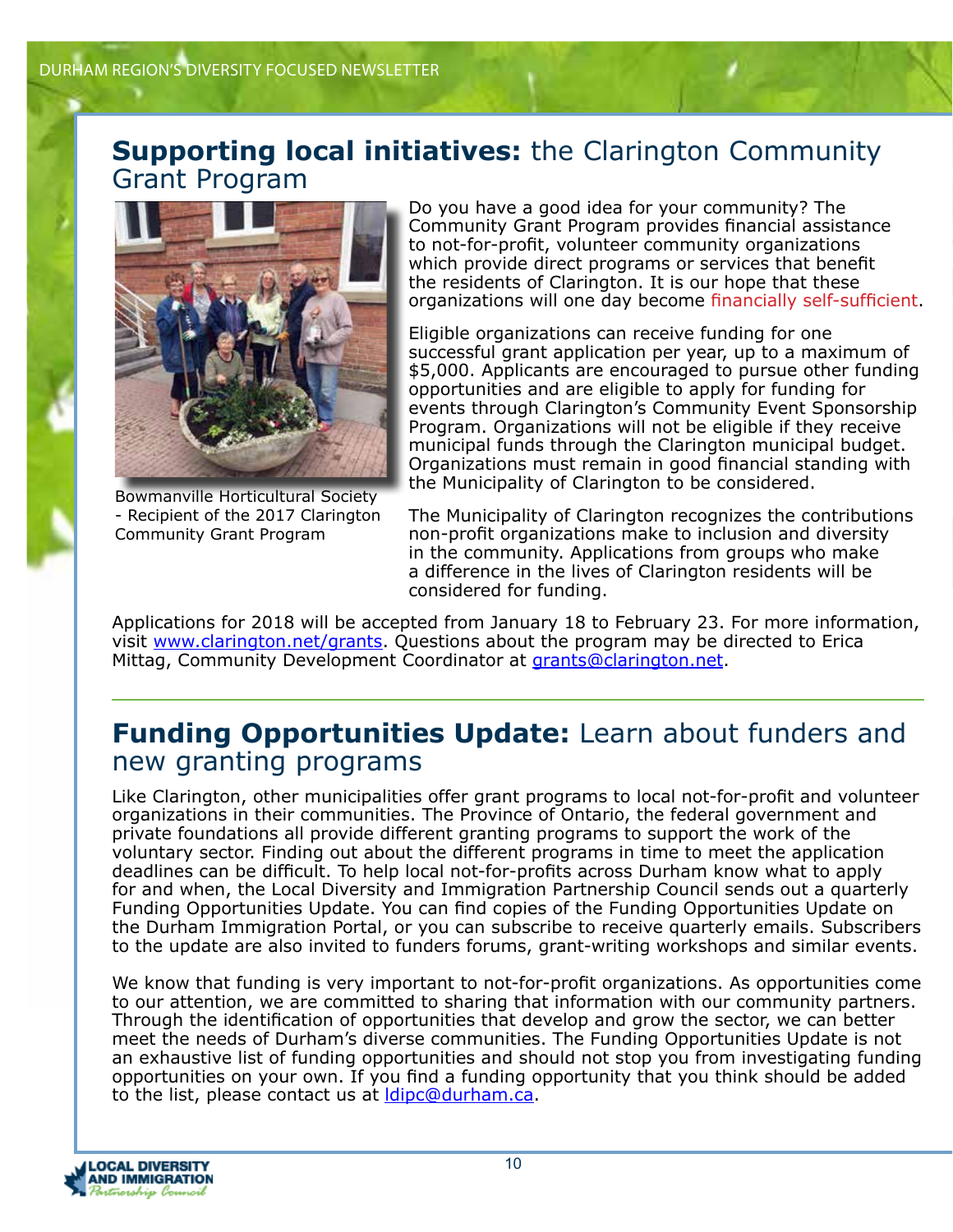## **Supporting local initiatives:** the Clarington Community Grant Program

Bowmanville Horticultural Society - Recipient of the 2017 Clarington Community Grant Program

Do you have a good idea for your community? The Community Grant Program provides financial assistance to not-for-profit, volunteer community organizations which provide direct programs or services that benefit the residents of Clarington. It is our hope that these organizations will one day become financially self-sufficient.

Eligible organizations can receive funding for one successful grant application per year, up to a maximum of $5,000. Applicants are encouraged to pursue other funding opportunities and are eligible to apply for funding for events through Clarington's Community Event Sponsorship Program. Organizations will not be eligible if they receive municipal funds through the Clarington municipal budget. Organizations must remain in good financial standing with the Municipality of Clarington to be considered.

The Municipality of Clarington recognizes the contributions non-profit organizations make to inclusion and diversity in the community. Applications from groups who make a difference in the lives of Clarington residents will be considered for funding.

Applications for 2018 will be accepted from January 18 to February 23. For more information, visit www.clarington.net/grants. Questions about the program may be directed to Erica Mittag, Community Development Coordinator at grants@clarington.net.

## **Funding Opportunities Update:** Learn about funders and new granting programs

Like Clarington, other municipalities offer grant programs to local not-for-profit and volunteer organizations in their communities. The Province of Ontario, the federal government and private foundations all provide different granting programs to support the work of the voluntary sector. Finding out about the different programs in time to meet the application deadlines can be difficult. To help local not-for-profits across Durham know what to apply for and when, the Local Diversity and Immigration Partnership Council sends out a quarterly Funding Opportunities Update. You can find copies of the Funding Opportunities Update on the Durham Immigration Portal, or you can subscribe to receive quarterly emails. Subscribers to the update are also invited to funders forums, grant-writing workshops and similar events.

We know that funding is very important to not-for-profit organizations. As opportunities come to our attention, we are committed to sharing that information with our community partners. Through the identification of opportunities that develop and grow the sector, we can better meet the needs of Durham's diverse communities. The Funding Opportunities Update is not an exhaustive list of funding opportunities and should not stop you from investigating funding opportunities on your own. If you find a funding opportunity that you think should be added to the list, please contact us at ldipc@durham.ca.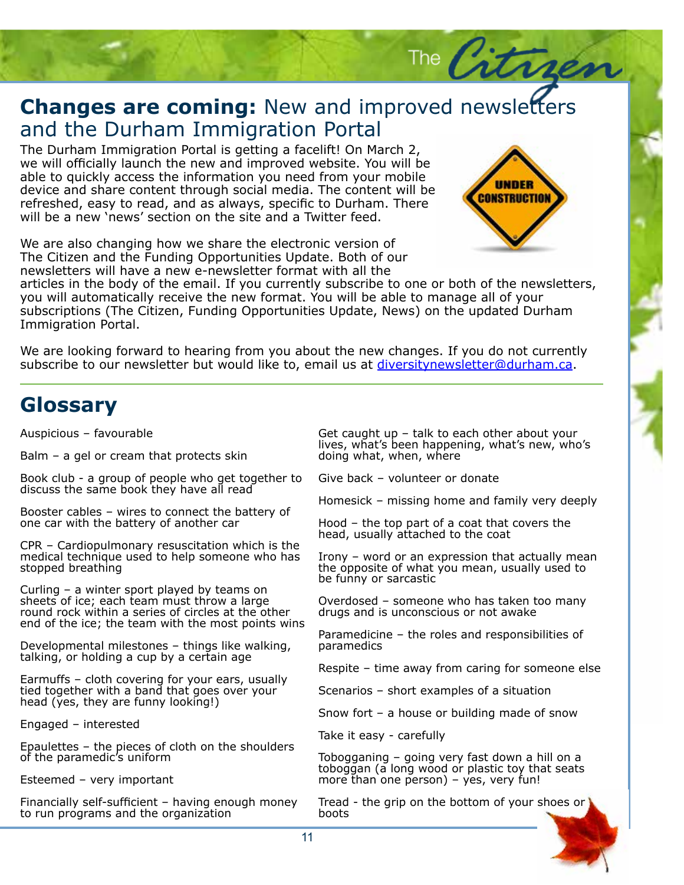## **Changes are coming:** New and improved newsletters and the Durham Immigration Portal

The Durham Immigration Portal is getting a facelift! On March 2, we will officially launch the new and improved website. You will be able to quickly access the information you need from your mobile device and share content through social media. The content will be refreshed, easy to read, and as always, specific to Durham. There will be a new 'news' section on the site and a Twitter feed.

We are also changing how we share the electronic version of The Citizen and the Funding Opportunities Update. Both of our newsletters will have a new e-newsletter format with all the articles in the body of the email. If you currently subscribe to one or both of the newsletters, you will automatically receive the new format. You will be able to manage all of your subscriptions (The Citizen, Funding Opportunities Update, News) on the updated Durham Immigration Portal.

We are looking forward to hearing from you about the new changes. If you do not currently subscribe to our newsletter but would like to, email us at diversitynewsletter@durham.ca.

## Glossary

Auspicious – favourable

Balm – a gel or cream that protects skin

Book club - a group of people who get together to discuss the same book they have all read

Booster cables – wires to connect the battery of one car with the battery of another car

CPR – Cardiopulmonary resuscitation which is the medical technique used to help someone who has stopped breathing

Curling – a winter sport played by teams on sheets of ice; each team must throw a large round rock within a series of circles at the other end of the ice; the team with the most points wins

Developmental milestones – things like walking, talking, or holding a cup by a certain age

Earmuffs – cloth covering for your ears, usually tied together with a band that goes over your head (yes, they are funny looking!)

Engaged – interested

Epaulettes – the pieces of cloth on the shoulders of the paramedic's uniform

Esteemed – very important

Financially self-sufficient – having enough money to run programs and the organization

Get caught up – talk to each other about your lives, what's been happening, what's new, who's doing what, when, where

Give back – volunteer or donate

Homesick – missing home and family very deeply

Hood – the top part of a coat that covers the head, usually attached to the coat

Irony – word or an expression that actually mean the opposite of what you mean, usually used to be funny or sarcastic

Overdosed – someone who has taken too many drugs and is unconscious or not awake

Paramedicine – the roles and responsibilities of paramedics

Respite – time away from caring for someone else

Scenarios – short examples of a situation

Snow fort – a house or building made of snow

Take it easy - carefully

Tobogganing – going very fast down a hill on a toboggan (a long wood or plastic toy that seats more than one person) – yes, very fun!

Tread - the grip on the bottom of your shoes or boots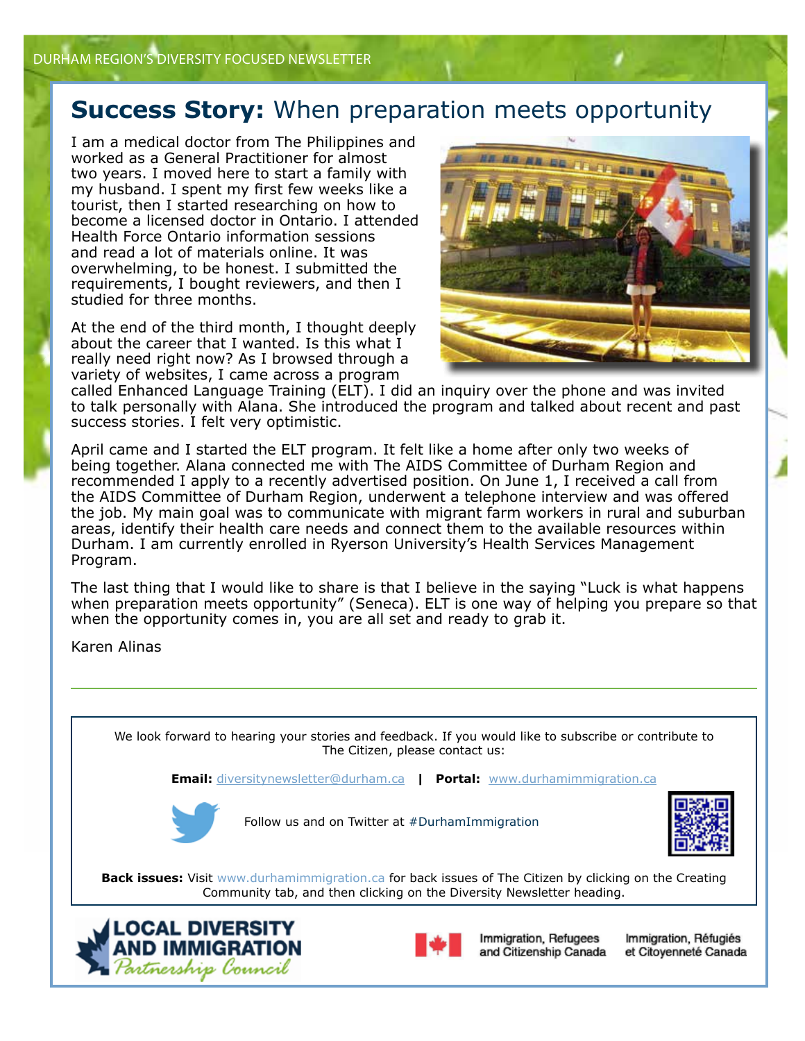DURHAM REGION'S DIVERSITY FOCUSED NEWSLETTER

# **Success Story:** When preparation meets opportunity

I am a medical doctor from The Philippines and worked as a General Practitioner for almost two years. I moved here to start a family with my husband. I spent my first few weeks like a tourist, then I started researching on how to become a licensed doctor in Ontario. I attended Health Force Ontario information sessions and read a lot of materials online. It was overwhelming, to be honest. I submitted the requirements, I bought reviewers, and then I studied for three months.

At the end of the third month, I thought deeply about the career that I wanted. Is this what I really need right now? As I browsed through a variety of websites, I came across a program called Enhanced Language Training (ELT). I did an inquiry over the phone and was invited to talk personally with Alana. She introduced the program and talked about recent and past success stories. I felt very optimistic.

April came and I started the ELT program. It felt like a home after only two weeks of being together. Alana connected me with The AIDS Committee of Durham Region and recommended I apply to a recently advertised position. On June 1, I received a call from the AIDS Committee of Durham Region, underwent a telephone interview and was offered the job. My main goal was to communicate with migrant farm workers in rural and suburban areas, identify their health care needs and connect them to the available resources within Durham. I am currently enrolled in Ryerson University's Health Services Management Program.

The last thing that I would like to share is that I believe in the saying "Luck is what happens when preparation meets opportunity" (Seneca). ELT is one way of helping you prepare so that when the opportunity comes in, you are all set and ready to grab it.

Karen Alinas

---

We look forward to hearing your stories and feedback. If you would like to subscribe or contribute to The Citizen, please contact us:

**Email:** diversitynewsletter@durham.ca | **Portal:** www.durhamimmigration.ca

Follow us and on Twitter at #DurhamImmigration

**Back issues:** Visit www.durhamimmigration.ca for back issues of The Citizen by clicking on the Creating Community tab, and then clicking on the Diversity Newsletter heading.

LOCAL DIVERSITY AND IMMIGRATION Partnership Council

Immigration, Refugees and Citizenship Canada | Immigration, Réfugiés et Citoyenneté Canada